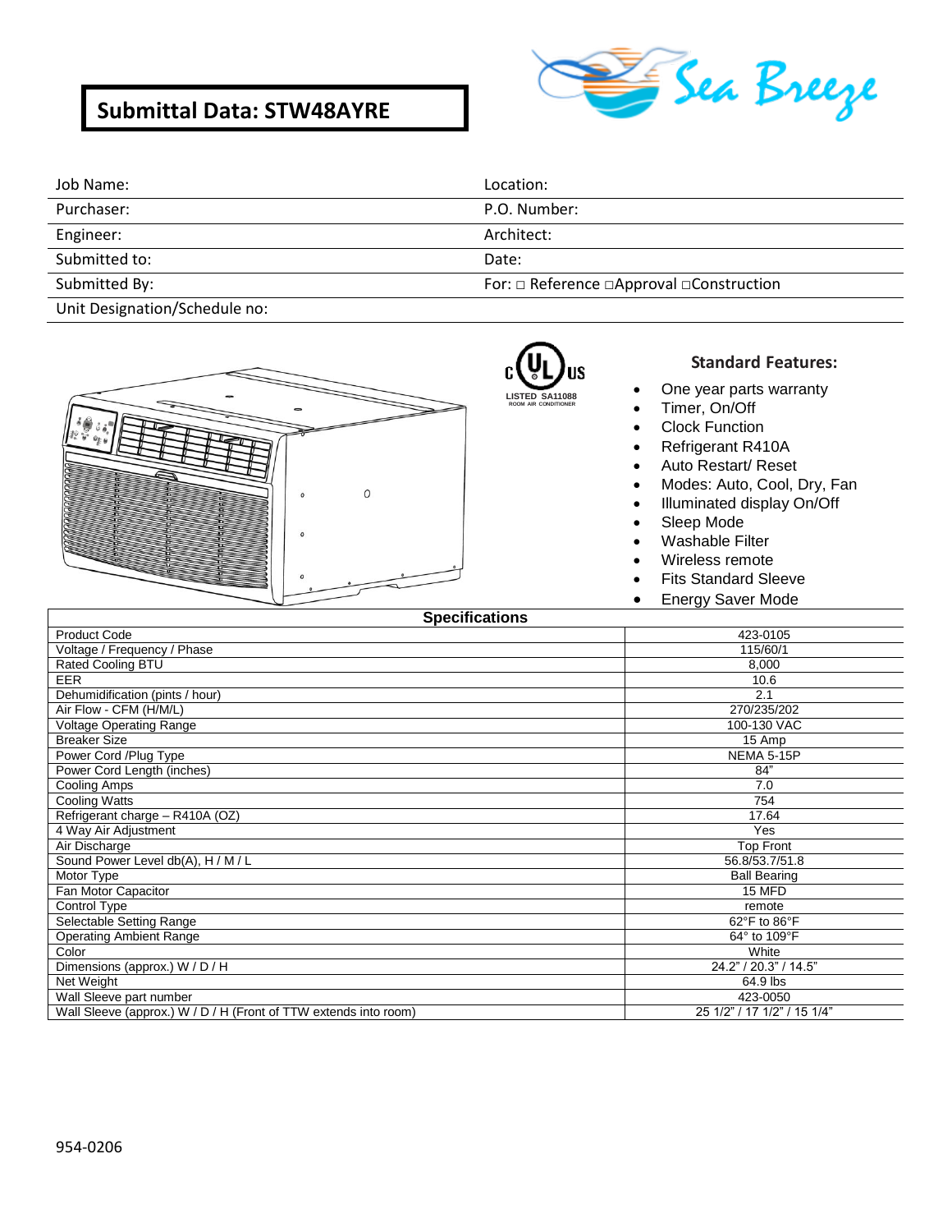# Submittal Data: STW48AYRE

Sea Breeze

| Job Name: | Location: |
|---|---|
| Purchaser: | P.O. Number: |
| Engineer: | Architect: |
| Submitted to: | Date: |
| Submitted By: | For: □ Reference □Approval □Construction |
| Unit Designation/Schedule no: | |

LISTED SA11088
ROOM AIR CONDITIONER

## Standard Features:

- One year parts warranty
- Timer, On/Off
- Clock Function
- Refrigerant R410A
- Auto Restart/ Reset
- Modes: Auto, Cool, Dry, Fan
- Illuminated display On/Off
- Sleep Mode
- Washable Filter
- Wireless remote
- Fits Standard Sleeve
- Energy Saver Mode

## Specifications

| Specifications | |
|---|---|
| Product Code | 423-0105 |
| Voltage / Frequency / Phase | 115/60/1 |
| Rated Cooling BTU | 8,000 |
| EER | 10.6 |
| Dehumidification (pints / hour) | 2.1 |
| Air Flow - CFM (H/M/L) | 270/235/202 |
| Voltage Operating Range | 100-130 VAC |
| Breaker Size | 15 Amp |
| Power Cord /Plug Type | NEMA 5-15P |
| Power Cord Length (inches) | 84" |
| Cooling Amps | 7.0 |
| Cooling Watts | 754 |
| Refrigerant charge – R410A (OZ) | 17.64 |
| 4 Way Air Adjustment | Yes |
| Air Discharge | Top Front |
| Sound Power Level db(A), H / M / L | 56.8/53.7/51.8 |
| Motor Type | Ball Bearing |
| Fan Motor Capacitor | 15 MFD |
| Control Type | remote |
| Selectable Setting Range | 62°F to 86°F |
| Operating Ambient Range | 64° to 109°F |
| Color | White |
| Dimensions (approx.) W / D / H | 24.2" / 20.3" / 14.5" |
| Net Weight | 64.9 lbs |
| Wall Sleeve part number | 423-0050 |
| Wall Sleeve (approx.) W / D / H (Front of TTW extends into room) | 25 1/2" / 17 1/2" / 15 1/4" |

954-0206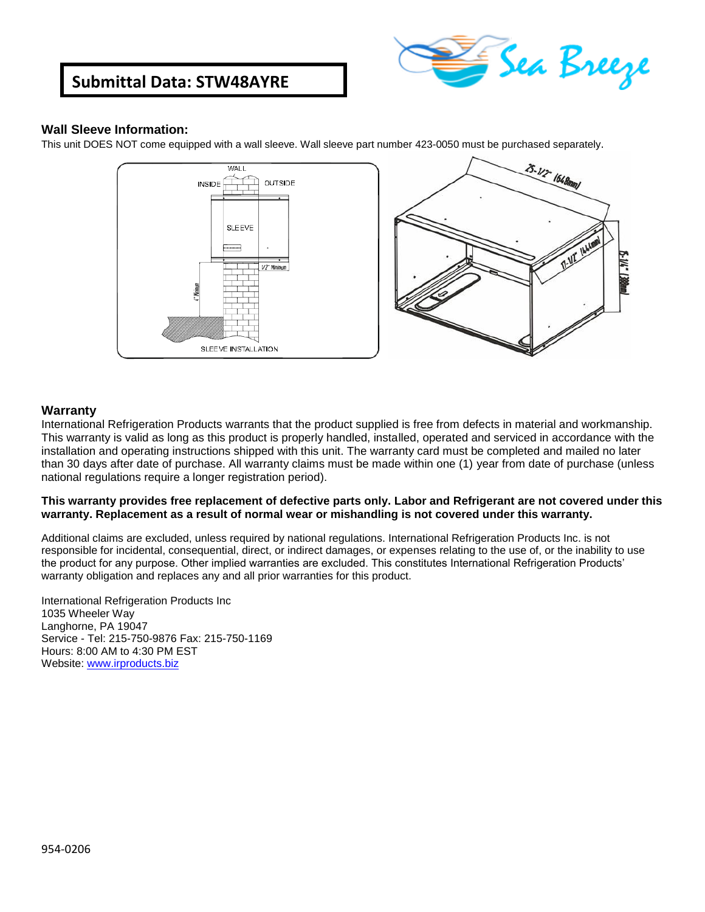# Submittal Data: STW48AYRE

## Wall Sleeve Information:

This unit DOES NOT come equipped with a wall sleeve. Wall sleeve part number 423-0050 must be purchased separately.

WALL
INSIDE
OUTSIDE
SLEEVE
1/2" Minimum
4" Minimum
SLEEVE INSTALLATION

25-1/2" (648mm)
17-1/2" (444mm)
15-1/4" (388mm)

## Warranty

International Refrigeration Products warrants that the product supplied is free from defects in material and workmanship. This warranty is valid as long as this product is properly handled, installed, operated and serviced in accordance with the installation and operating instructions shipped with this unit. The warranty card must be completed and mailed no later than 30 days after date of purchase. All warranty claims must be made within one (1) year from date of purchase (unless national regulations require a longer registration period).

**This warranty provides free replacement of defective parts only. Labor and Refrigerant are not covered under this warranty. Replacement as a result of normal wear or mishandling is not covered under this warranty.**

Additional claims are excluded, unless required by national regulations. International Refrigeration Products Inc. is not responsible for incidental, consequential, direct, or indirect damages, or expenses relating to the use of, or the inability to use the product for any purpose. Other implied warranties are excluded. This constitutes International Refrigeration Products' warranty obligation and replaces any and all prior warranties for this product.

International Refrigeration Products Inc
1035 Wheeler Way
Langhorne, PA 19047
Service - Tel: 215-750-9876 Fax: 215-750-1169
Hours: 8:00 AM to 4:30 PM EST
Website: [www.irproducts.biz](http://www.irproducts.biz)

954-0206